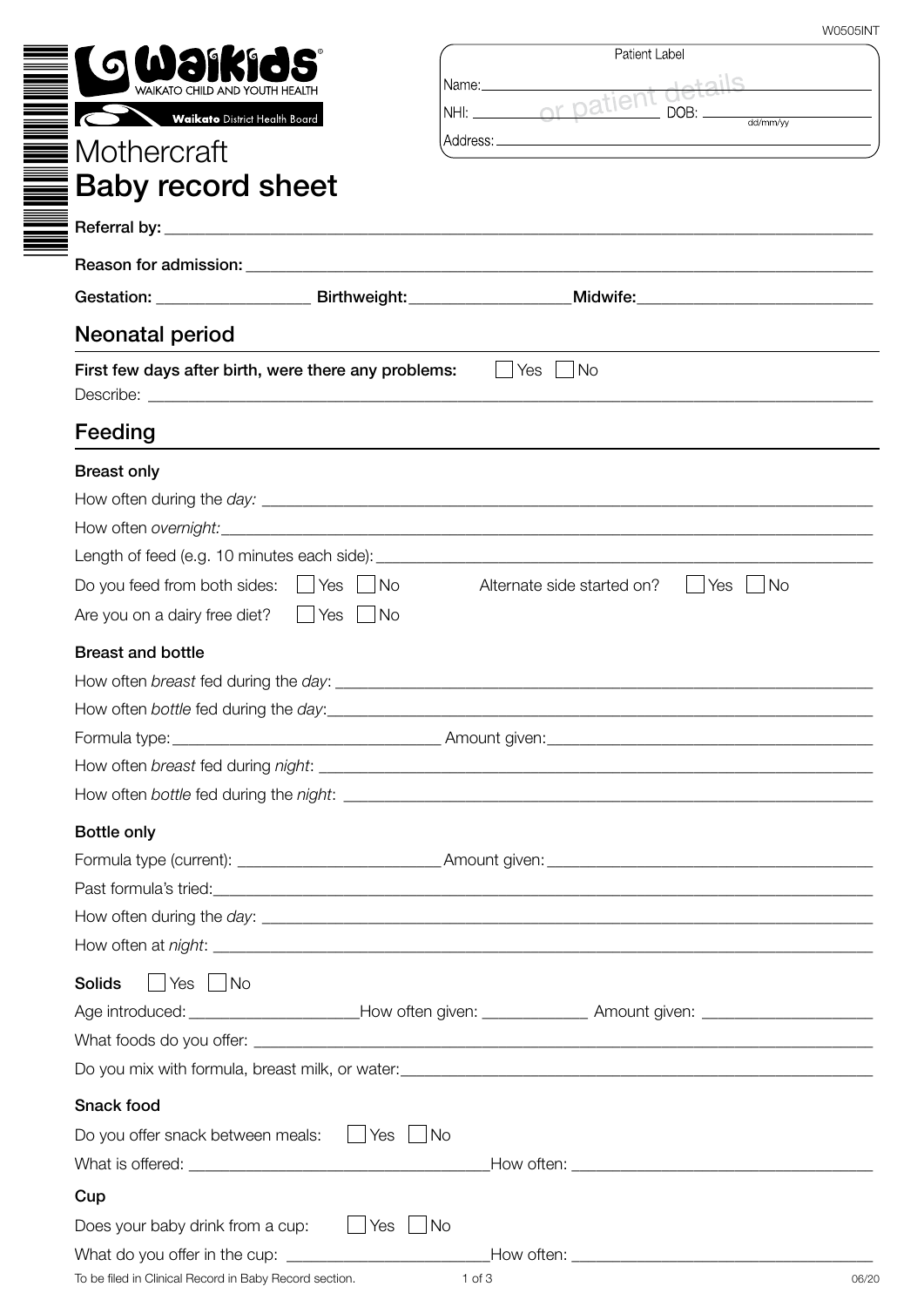W0505INT

Waikids®
WAIKATO CHILD AND YOUTH HEALTH
Waikato District Health Board

# Mothercraft
# Baby record sheet

Patient Label
Name: ______________________
NHI: ______________ DOB: __________ (dd/mm/yy)
Address: ______________________
or patient details

**Referral by:** ______________________

**Reason for admission:** ______________________

**Gestation:** __________ **Birthweight:** __________ **Midwife:** __________

## Neonatal period

**First few days after birth, were there any problems:** ☐ Yes ☐ No
Describe: ______________________

## Feeding

### Breast only

How often during the *day:* ______________________

How often *overnight:* ______________________

Length of feed (e.g. 10 minutes each side): ______________________

Do you feed from both sides: ☐ Yes ☐ No  Alternate side started on? ☐ Yes ☐ No

Are you on a dairy free diet? ☐ Yes ☐ No

### Breast and bottle

How often *breast* fed during the *day*: ______________________

How often *bottle* fed during the *day*: ______________________

Formula type: __________ Amount given: __________

How often *breast* fed during *night*: ______________________

How often *bottle* fed during the *night*: ______________________

### Bottle only

Formula type (current): __________ Amount given: __________

Past formula's tried: ______________________

How often during the *day*: ______________________

How often at *night*: ______________________

### Solids ☐ Yes ☐ No

Age introduced: __________ How often given: __________ Amount given: __________

What foods do you offer: ______________________

Do you mix with formula, breast milk, or water: ______________________

### Snack food

Do you offer snack between meals: ☐ Yes ☐ No

What is offered: __________ How often: __________

### Cup

Does your baby drink from a cup: ☐ Yes ☐ No

What do you offer in the cup: __________ How often: __________

To be filed in Clinical Record in Baby Record section.

06/20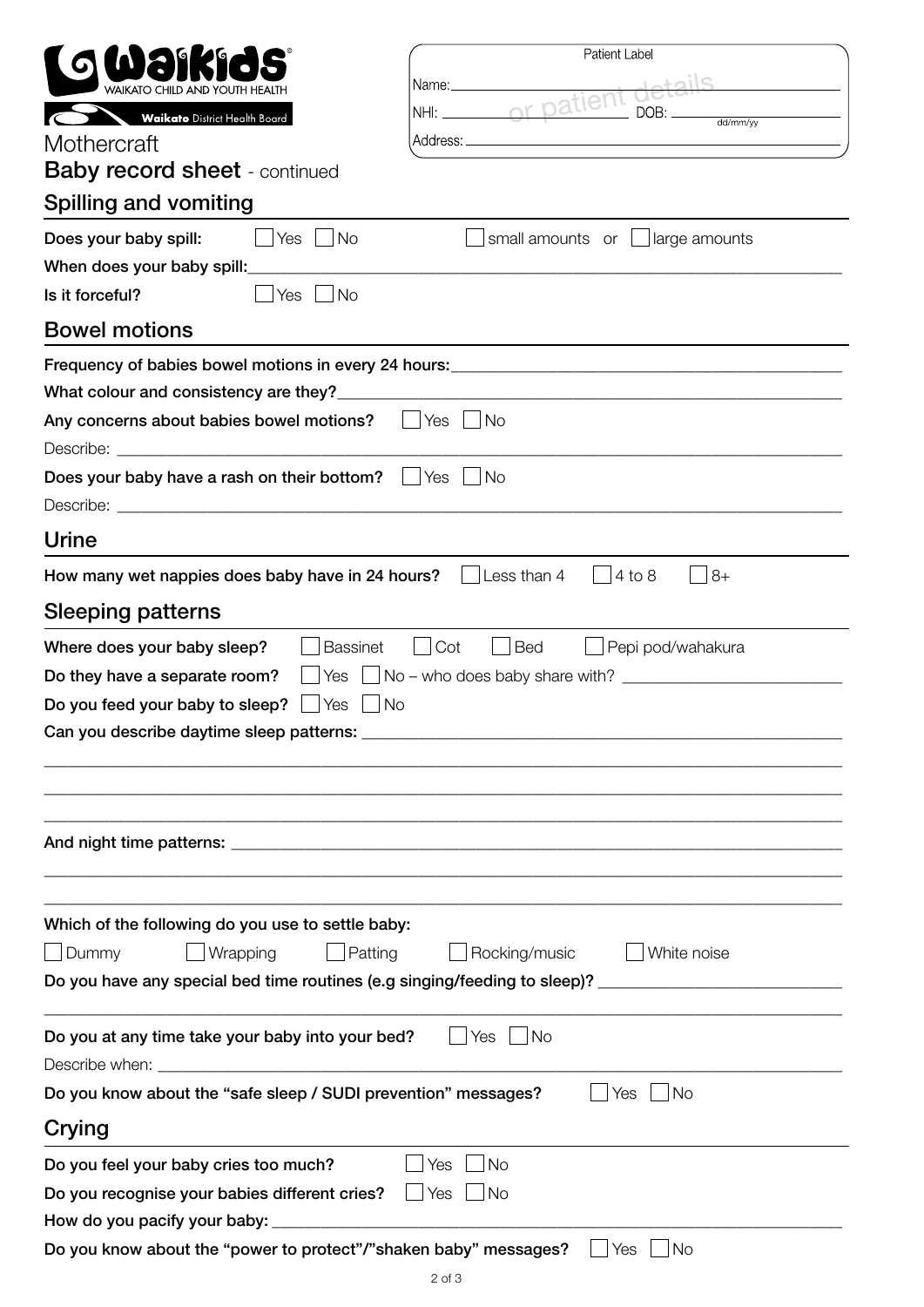**Waikids** WAIKATO CHILD AND YOUTH HEALTH

**Waikato** District Health Board

Patient Label

Name: ____________________ or patient details

NHI: __________ DOB: __________ dd/mm/yy

Address: ____________________

Mothercraft

## Baby record sheet - continued

## Spilling and vomiting

**Does your baby spill:** ☐ Yes ☐ No ☐ small amounts or ☐ large amounts

**When does your baby spill:** ____________________

**Is it forceful?** ☐ Yes ☐ No

## Bowel motions

**Frequency of babies bowel motions in every 24 hours:** ____________________

**What colour and consistency are they?** ____________________

**Any concerns about babies bowel motions?** ☐ Yes ☐ No

Describe: ____________________

**Does your baby have a rash on their bottom?** ☐ Yes ☐ No

Describe: ____________________

## Urine

**How many wet nappies does baby have in 24 hours?** ☐ Less than 4 ☐ 4 to 8 ☐ 8+

## Sleeping patterns

**Where does your baby sleep?** ☐ Bassinet ☐ Cot ☐ Bed ☐ Pepi pod/wahakura

**Do they have a separate room?** ☐ Yes ☐ No – who does baby share with? ____________________

**Do you feed your baby to sleep?** ☐ Yes ☐ No

**Can you describe daytime sleep patterns:** ____________________

____________________

____________________

____________________

**And night time patterns:** ____________________

____________________

____________________

**Which of the following do you use to settle baby:**

☐ Dummy ☐ Wrapping ☐ Patting ☐ Rocking/music ☐ White noise

**Do you have any special bed time routines (e.g singing/feeding to sleep)?** ____________________

____________________

**Do you at any time take your baby into your bed?** ☐ Yes ☐ No

Describe when: ____________________

**Do you know about the "safe sleep / SUDI prevention" messages?** ☐ Yes ☐ No

## Crying

**Do you feel your baby cries too much?** ☐ Yes ☐ No

**Do you recognise your babies different cries?** ☐ Yes ☐ No

**How do you pacify your baby:** ____________________

**Do you know about the "power to protect"/"shaken baby" messages?** ☐ Yes ☐ No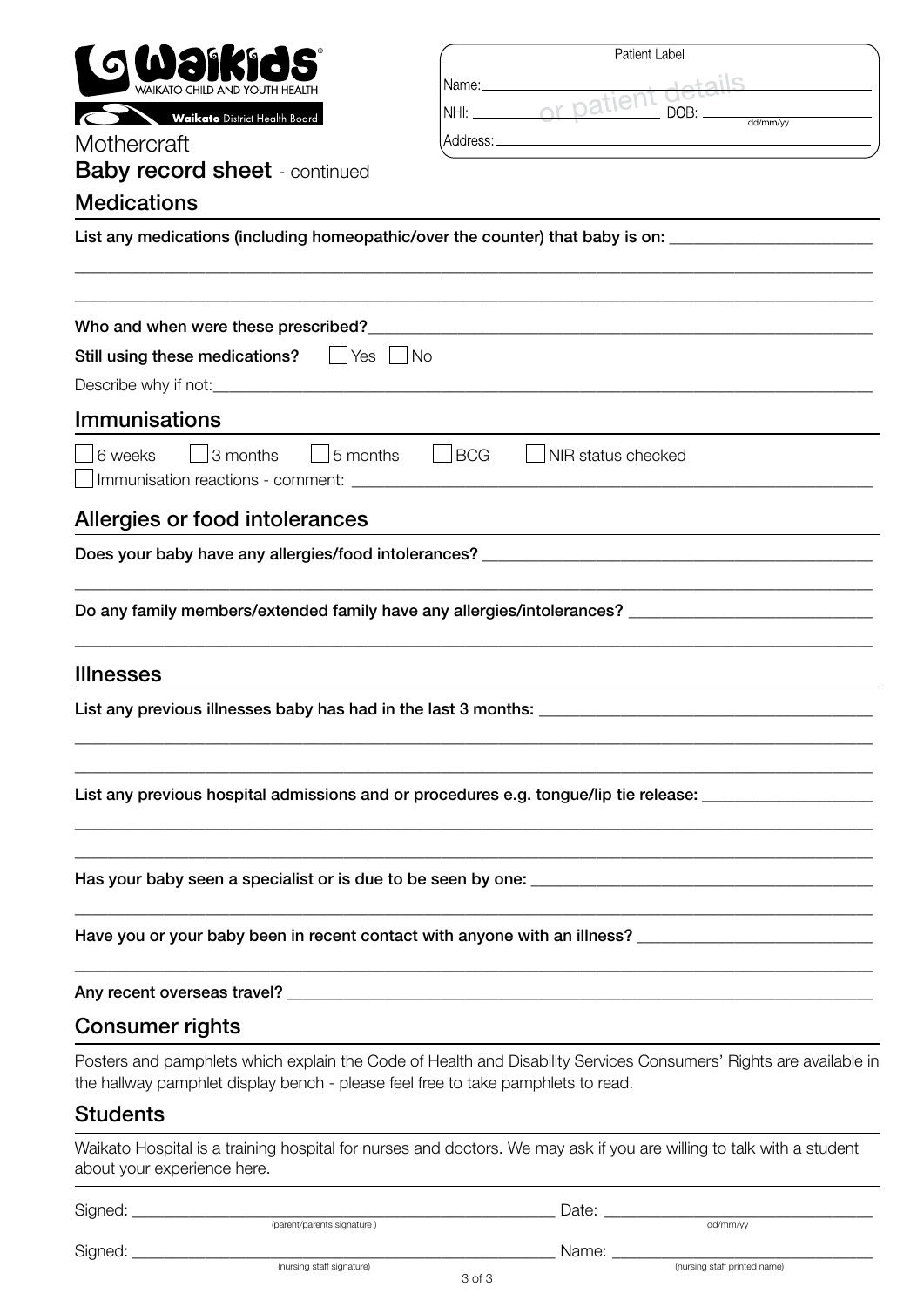Waikids
WAIKATO CHILD AND YOUTH HEALTH
Waikato District Health Board

Mothercraft

**Baby record sheet** - continued

Patient Label

Name: ____________________ or patient details

NHI: ______________ DOB: ______________ (dd/mm/yy)

Address: ____________________

## Medications

**List any medications (including homeopathic/over the counter) that baby is on:** ____________________

____________________

____________________

**Who and when were these prescribed?** ____________________

**Still using these medications?** ☐ Yes ☐ No

Describe why if not: ____________________

## Immunisations

☐ 6 weeks ☐ 3 months ☐ 5 months ☐ BCG ☐ NIR status checked

☐ Immunisation reactions - comment: ____________________

## Allergies or food intolerances

**Does your baby have any allergies/food intolerances?** ____________________

____________________

**Do any family members/extended family have any allergies/intolerances?** ____________________

____________________

## Illnesses

**List any previous illnesses baby has had in the last 3 months:** ____________________

____________________

____________________

**List any previous hospital admissions and or procedures e.g. tongue/lip tie release:** ____________________

____________________

____________________

**Has your baby seen a specialist or is due to be seen by one:** ____________________

____________________

**Have you or your baby been in recent contact with anyone with an illness?** ____________________

____________________

**Any recent overseas travel?** ____________________

## Consumer rights

Posters and pamphlets which explain the Code of Health and Disability Services Consumers' Rights are available in the hallway pamphlet display bench - please feel free to take pamphlets to read.

## Students

Waikato Hospital is a training hospital for nurses and doctors. We may ask if you are willing to talk with a student about your experience here.

Signed: ____________________ (parent/parents signature) Date: ______________ (dd/mm/yy)

Signed: ____________________ (nursing staff signature) Name: ______________ (nursing staff printed name)